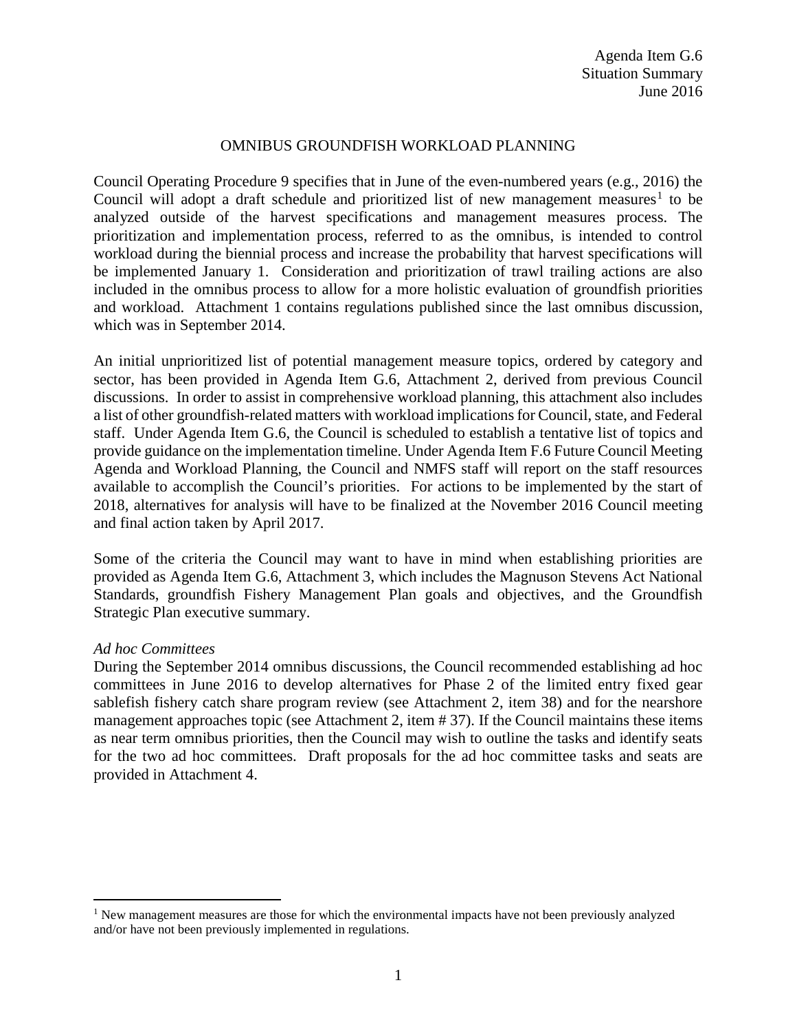Agenda Item G.6
Situation Summary
June 2016

# OMNIBUS GROUNDFISH WORKLOAD PLANNING

Council Operating Procedure 9 specifies that in June of the even-numbered years (e.g., 2016) the Council will adopt a draft schedule and prioritized list of new management measures[1] to be analyzed outside of the harvest specifications and management measures process. The prioritization and implementation process, referred to as the omnibus, is intended to control workload during the biennial process and increase the probability that harvest specifications will be implemented January 1. Consideration and prioritization of trawl trailing actions are also included in the omnibus process to allow for a more holistic evaluation of groundfish priorities and workload. Attachment 1 contains regulations published since the last omnibus discussion, which was in September 2014.

An initial unprioritized list of potential management measure topics, ordered by category and sector, has been provided in Agenda Item G.6, Attachment 2, derived from previous Council discussions. In order to assist in comprehensive workload planning, this attachment also includes a list of other groundfish-related matters with workload implications for Council, state, and Federal staff. Under Agenda Item G.6, the Council is scheduled to establish a tentative list of topics and provide guidance on the implementation timeline. Under Agenda Item F.6 Future Council Meeting Agenda and Workload Planning, the Council and NMFS staff will report on the staff resources available to accomplish the Council's priorities. For actions to be implemented by the start of 2018, alternatives for analysis will have to be finalized at the November 2016 Council meeting and final action taken by April 2017.

Some of the criteria the Council may want to have in mind when establishing priorities are provided as Agenda Item G.6, Attachment 3, which includes the Magnuson Stevens Act National Standards, groundfish Fishery Management Plan goals and objectives, and the Groundfish Strategic Plan executive summary.

*Ad hoc Committees*

During the September 2014 omnibus discussions, the Council recommended establishing ad hoc committees in June 2016 to develop alternatives for Phase 2 of the limited entry fixed gear sablefish fishery catch share program review (see Attachment 2, item 38) and for the nearshore management approaches topic (see Attachment 2, item # 37). If the Council maintains these items as near term omnibus priorities, then the Council may wish to outline the tasks and identify seats for the two ad hoc committees. Draft proposals for the ad hoc committee tasks and seats are provided in Attachment 4.

[1] New management measures are those for which the environmental impacts have not been previously analyzed and/or have not been previously implemented in regulations.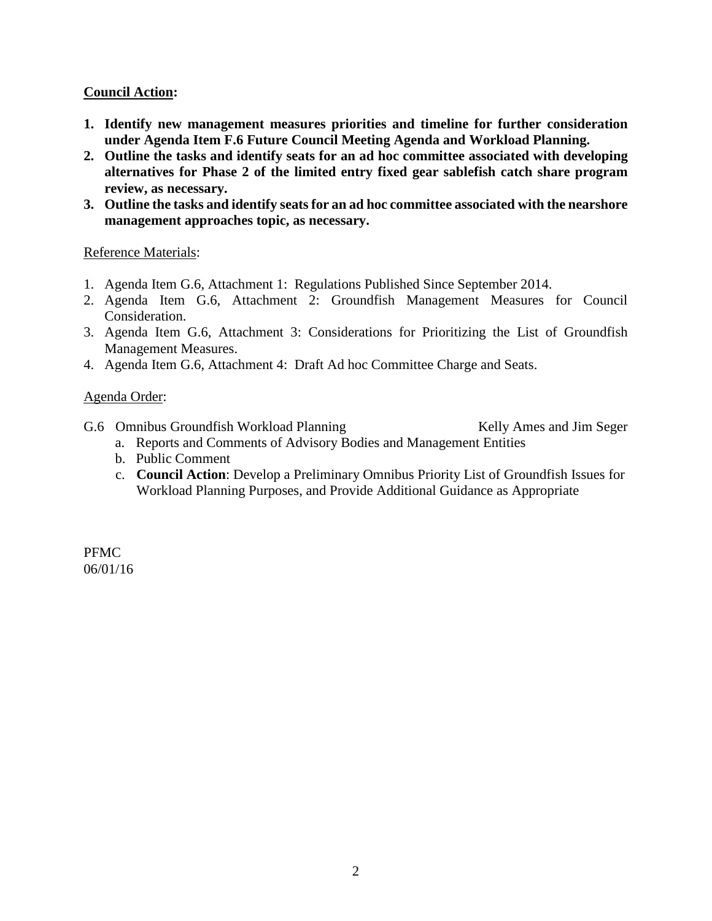**Council Action:**

1. **Identify new management measures priorities and timeline for further consideration under Agenda Item F.6 Future Council Meeting Agenda and Workload Planning.**
2. **Outline the tasks and identify seats for an ad hoc committee associated with developing alternatives for Phase 2 of the limited entry fixed gear sablefish catch share program review, as necessary.**
3. **Outline the tasks and identify seats for an ad hoc committee associated with the nearshore management approaches topic, as necessary.**

Reference Materials:

1. Agenda Item G.6, Attachment 1: Regulations Published Since September 2014.
2. Agenda Item G.6, Attachment 2: Groundfish Management Measures for Council Consideration.
3. Agenda Item G.6, Attachment 3: Considerations for Prioritizing the List of Groundfish Management Measures.
4. Agenda Item G.6, Attachment 4: Draft Ad hoc Committee Charge and Seats.

Agenda Order:

G.6 Omnibus Groundfish Workload Planning — Kelly Ames and Jim Seger

a. Reports and Comments of Advisory Bodies and Management Entities
b. Public Comment
c. **Council Action**: Develop a Preliminary Omnibus Priority List of Groundfish Issues for Workload Planning Purposes, and Provide Additional Guidance as Appropriate

PFMC
06/01/16